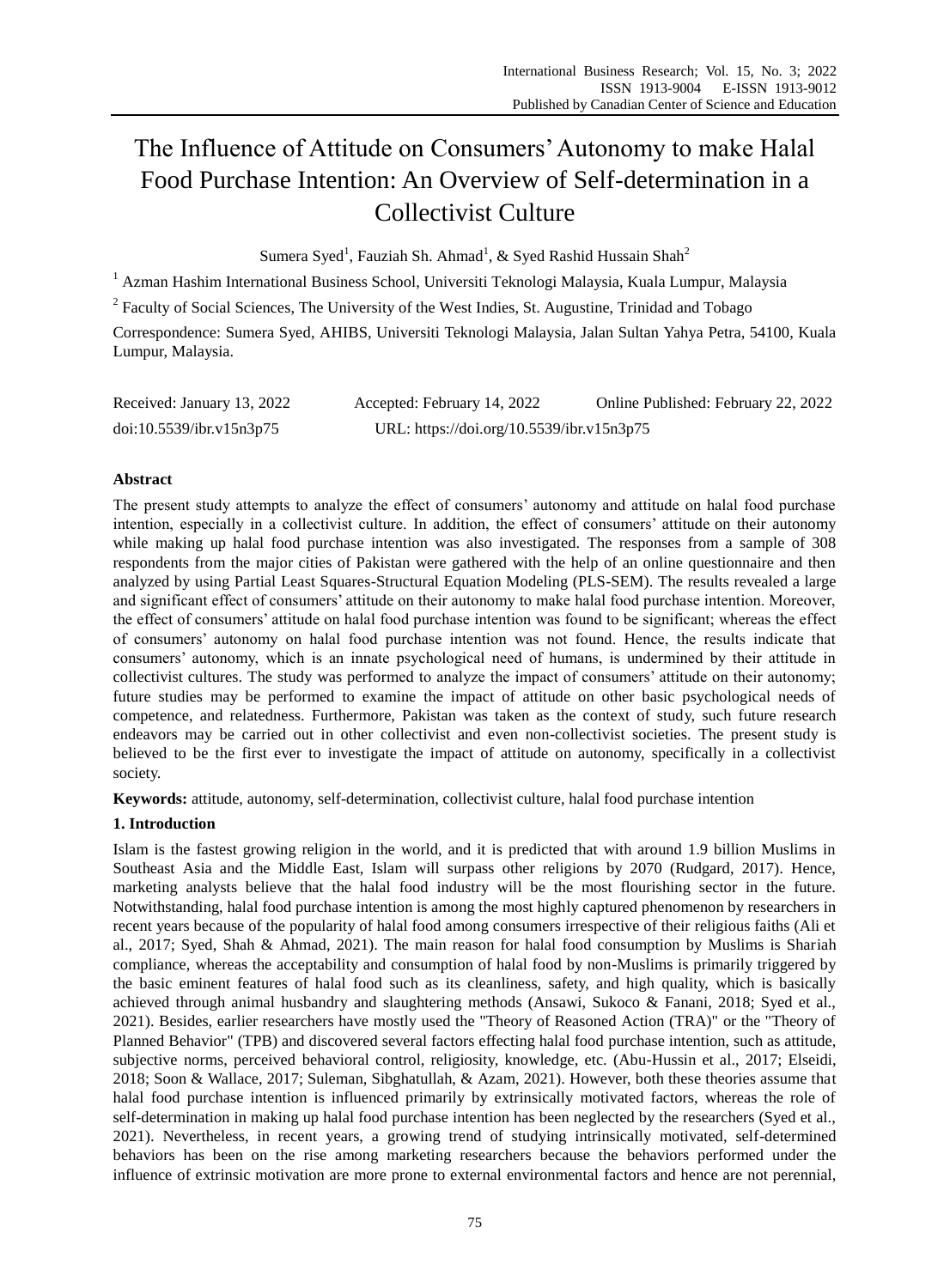# The Influence of Attitude on Consumers' Autonomy to make Halal Food Purchase Intention: An Overview of Self-determination in a Collectivist Culture

Sumera Syed[1], Fauziah Sh. Ahmad[1], & Syed Rashid Hussain Shah[2]

[1] Azman Hashim International Business School, Universiti Teknologi Malaysia, Kuala Lumpur, Malaysia

[2] Faculty of Social Sciences, The University of the West Indies, St. Augustine, Trinidad and Tobago

Correspondence: Sumera Syed, AHIBS, Universiti Teknologi Malaysia, Jalan Sultan Yahya Petra, 54100, Kuala Lumpur, Malaysia.

Received: January 13, 2022 Accepted: February 14, 2022 Online Published: February 22, 2022

doi:10.5539/ibr.v15n3p75 URL: https://doi.org/10.5539/ibr.v15n3p75

## Abstract

The present study attempts to analyze the effect of consumers' autonomy and attitude on halal food purchase intention, especially in a collectivist culture. In addition, the effect of consumers' attitude on their autonomy while making up halal food purchase intention was also investigated. The responses from a sample of 308 respondents from the major cities of Pakistan were gathered with the help of an online questionnaire and then analyzed by using Partial Least Squares-Structural Equation Modeling (PLS-SEM). The results revealed a large and significant effect of consumers' attitude on their autonomy to make halal food purchase intention. Moreover, the effect of consumers' attitude on halal food purchase intention was found to be significant; whereas the effect of consumers' autonomy on halal food purchase intention was not found. Hence, the results indicate that consumers' autonomy, which is an innate psychological need of humans, is undermined by their attitude in collectivist cultures. The study was performed to analyze the impact of consumers' attitude on their autonomy; future studies may be performed to examine the impact of attitude on other basic psychological needs of competence, and relatedness. Furthermore, Pakistan was taken as the context of study, such future research endeavors may be carried out in other collectivist and even non-collectivist societies. The present study is believed to be the first ever to investigate the impact of attitude on autonomy, specifically in a collectivist society.

**Keywords:** attitude, autonomy, self-determination, collectivist culture, halal food purchase intention

## 1. Introduction

Islam is the fastest growing religion in the world, and it is predicted that with around 1.9 billion Muslims in Southeast Asia and the Middle East, Islam will surpass other religions by 2070 (Rudgard, 2017). Hence, marketing analysts believe that the halal food industry will be the most flourishing sector in the future. Notwithstanding, halal food purchase intention is among the most highly captured phenomenon by researchers in recent years because of the popularity of halal food among consumers irrespective of their religious faiths (Ali et al., 2017; Syed, Shah & Ahmad, 2021). The main reason for halal food consumption by Muslims is Shariah compliance, whereas the acceptability and consumption of halal food by non-Muslims is primarily triggered by the basic eminent features of halal food such as its cleanliness, safety, and high quality, which is basically achieved through animal husbandry and slaughtering methods (Ansawi, Sukoco & Fanani, 2018; Syed et al., 2021). Besides, earlier researchers have mostly used the "Theory of Reasoned Action (TRA)" or the "Theory of Planned Behavior" (TPB) and discovered several factors effecting halal food purchase intention, such as attitude, subjective norms, perceived behavioral control, religiosity, knowledge, etc. (Abu-Hussin et al., 2017; Elseidi, 2018; Soon & Wallace, 2017; Suleman, Sibghatullah, & Azam, 2021). However, both these theories assume that halal food purchase intention is influenced primarily by extrinsically motivated factors, whereas the role of self-determination in making up halal food purchase intention has been neglected by the researchers (Syed et al., 2021). Nevertheless, in recent years, a growing trend of studying intrinsically motivated, self-determined behaviors has been on the rise among marketing researchers because the behaviors performed under the influence of extrinsic motivation are more prone to external environmental factors and hence are not perennial,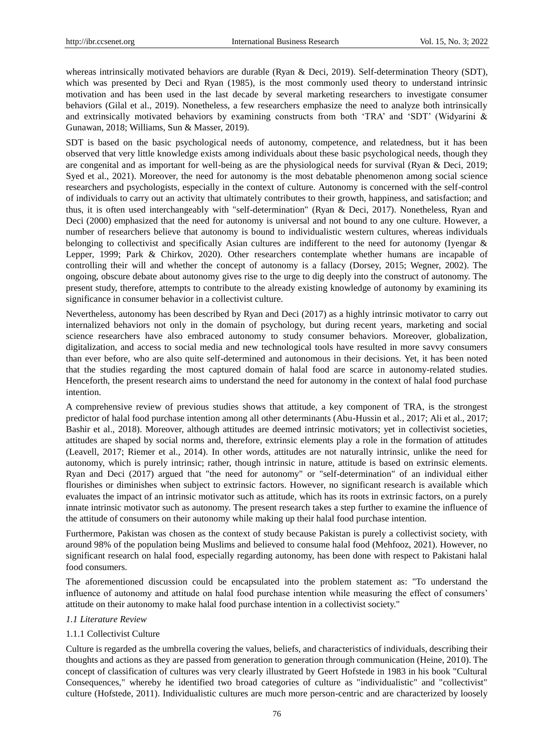whereas intrinsically motivated behaviors are durable (Ryan & Deci, 2019). Self-determination Theory (SDT), which was presented by Deci and Ryan (1985), is the most commonly used theory to understand intrinsic motivation and has been used in the last decade by several marketing researchers to investigate consumer behaviors (Gilal et al., 2019). Nonetheless, a few researchers emphasize the need to analyze both intrinsically and extrinsically motivated behaviors by examining constructs from both 'TRA' and 'SDT' (Widyarini & Gunawan, 2018; Williams, Sun & Masser, 2019).

SDT is based on the basic psychological needs of autonomy, competence, and relatedness, but it has been observed that very little knowledge exists among individuals about these basic psychological needs, though they are congenital and as important for well-being as are the physiological needs for survival (Ryan & Deci, 2019; Syed et al., 2021). Moreover, the need for autonomy is the most debatable phenomenon among social science researchers and psychologists, especially in the context of culture. Autonomy is concerned with the self-control of individuals to carry out an activity that ultimately contributes to their growth, happiness, and satisfaction; and thus, it is often used interchangeably with "self-determination" (Ryan & Deci, 2017). Nonetheless, Ryan and Deci (2000) emphasized that the need for autonomy is universal and not bound to any one culture. However, a number of researchers believe that autonomy is bound to individualistic western cultures, whereas individuals belonging to collectivist and specifically Asian cultures are indifferent to the need for autonomy (Iyengar & Lepper, 1999; Park & Chirkov, 2020). Other researchers contemplate whether humans are incapable of controlling their will and whether the concept of autonomy is a fallacy (Dorsey, 2015; Wegner, 2002). The ongoing, obscure debate about autonomy gives rise to the urge to dig deeply into the construct of autonomy. The present study, therefore, attempts to contribute to the already existing knowledge of autonomy by examining its significance in consumer behavior in a collectivist culture.

Nevertheless, autonomy has been described by Ryan and Deci (2017) as a highly intrinsic motivator to carry out internalized behaviors not only in the domain of psychology, but during recent years, marketing and social science researchers have also embraced autonomy to study consumer behaviors. Moreover, globalization, digitalization, and access to social media and new technological tools have resulted in more savvy consumers than ever before, who are also quite self-determined and autonomous in their decisions. Yet, it has been noted that the studies regarding the most captured domain of halal food are scarce in autonomy-related studies. Henceforth, the present research aims to understand the need for autonomy in the context of halal food purchase intention.

A comprehensive review of previous studies shows that attitude, a key component of TRA, is the strongest predictor of halal food purchase intention among all other determinants (Abu-Hussin et al., 2017; Ali et al., 2017; Bashir et al., 2018). Moreover, although attitudes are deemed intrinsic motivators; yet in collectivist societies, attitudes are shaped by social norms and, therefore, extrinsic elements play a role in the formation of attitudes (Leavell, 2017; Riemer et al., 2014). In other words, attitudes are not naturally intrinsic, unlike the need for autonomy, which is purely intrinsic; rather, though intrinsic in nature, attitude is based on extrinsic elements. Ryan and Deci (2017) argued that "the need for autonomy" or "self-determination" of an individual either flourishes or diminishes when subject to extrinsic factors. However, no significant research is available which evaluates the impact of an intrinsic motivator such as attitude, which has its roots in extrinsic factors, on a purely innate intrinsic motivator such as autonomy. The present research takes a step further to examine the influence of the attitude of consumers on their autonomy while making up their halal food purchase intention.

Furthermore, Pakistan was chosen as the context of study because Pakistan is purely a collectivist society, with around 98% of the population being Muslims and believed to consume halal food (Mehfooz, 2021). However, no significant research on halal food, especially regarding autonomy, has been done with respect to Pakistani halal food consumers.

The aforementioned discussion could be encapsulated into the problem statement as: "To understand the influence of autonomy and attitude on halal food purchase intention while measuring the effect of consumers' attitude on their autonomy to make halal food purchase intention in a collectivist society."

### *1.1 Literature Review*

#### 1.1.1 Collectivist Culture

Culture is regarded as the umbrella covering the values, beliefs, and characteristics of individuals, describing their thoughts and actions as they are passed from generation to generation through communication (Heine, 2010). The concept of classification of cultures was very clearly illustrated by Geert Hofstede in 1983 in his book "Cultural Consequences," whereby he identified two broad categories of culture as "individualistic" and "collectivist" culture (Hofstede, 2011). Individualistic cultures are much more person-centric and are characterized by loosely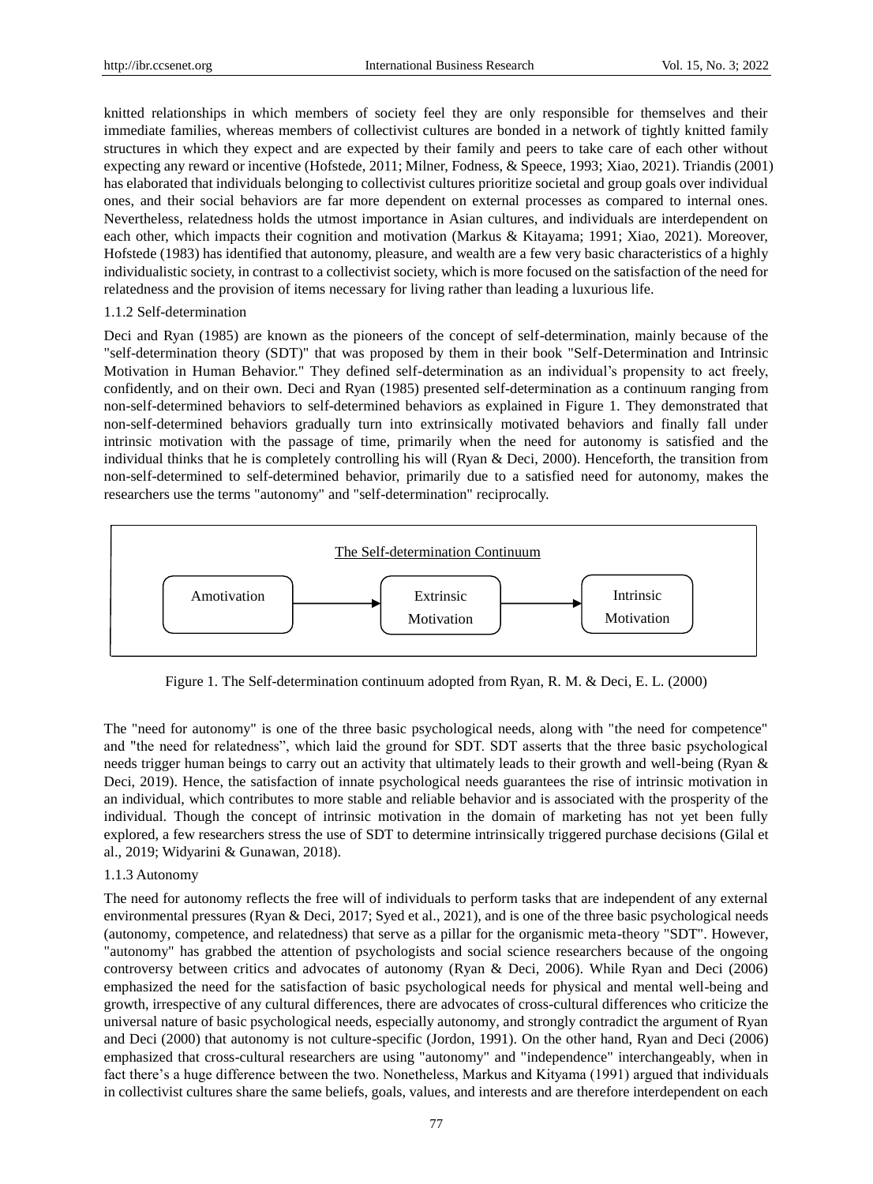knitted relationships in which members of society feel they are only responsible for themselves and their immediate families, whereas members of collectivist cultures are bonded in a network of tightly knitted family structures in which they expect and are expected by their family and peers to take care of each other without expecting any reward or incentive (Hofstede, 2011; Milner, Fodness, & Speece, 1993; Xiao, 2021). Triandis (2001) has elaborated that individuals belonging to collectivist cultures prioritize societal and group goals over individual ones, and their social behaviors are far more dependent on external processes as compared to internal ones. Nevertheless, relatedness holds the utmost importance in Asian cultures, and individuals are interdependent on each other, which impacts their cognition and motivation (Markus & Kitayama; 1991; Xiao, 2021). Moreover, Hofstede (1983) has identified that autonomy, pleasure, and wealth are a few very basic characteristics of a highly individualistic society, in contrast to a collectivist society, which is more focused on the satisfaction of the need for relatedness and the provision of items necessary for living rather than leading a luxurious life.

### 1.1.2 Self-determination

Deci and Ryan (1985) are known as the pioneers of the concept of self-determination, mainly because of the "self-determination theory (SDT)" that was proposed by them in their book "Self-Determination and Intrinsic Motivation in Human Behavior." They defined self-determination as an individual's propensity to act freely, confidently, and on their own. Deci and Ryan (1985) presented self-determination as a continuum ranging from non-self-determined behaviors to self-determined behaviors as explained in Figure 1. They demonstrated that non-self-determined behaviors gradually turn into extrinsically motivated behaviors and finally fall under intrinsic motivation with the passage of time, primarily when the need for autonomy is satisfied and the individual thinks that he is completely controlling his will (Ryan & Deci, 2000). Henceforth, the transition from non-self-determined to self-determined behavior, primarily due to a satisfied need for autonomy, makes the researchers use the terms "autonomy" and "self-determination" reciprocally.

The Self-determination Continuum

Amotivation → Extrinsic Motivation → Intrinsic Motivation

Figure 1. The Self-determination continuum adopted from Ryan, R. M. & Deci, E. L. (2000)

The "need for autonomy" is one of the three basic psychological needs, along with "the need for competence" and "the need for relatedness", which laid the ground for SDT. SDT asserts that the three basic psychological needs trigger human beings to carry out an activity that ultimately leads to their growth and well-being (Ryan & Deci, 2019). Hence, the satisfaction of innate psychological needs guarantees the rise of intrinsic motivation in an individual, which contributes to more stable and reliable behavior and is associated with the prosperity of the individual. Though the concept of intrinsic motivation in the domain of marketing has not yet been fully explored, a few researchers stress the use of SDT to determine intrinsically triggered purchase decisions (Gilal et al., 2019; Widyarini & Gunawan, 2018).

### 1.1.3 Autonomy

The need for autonomy reflects the free will of individuals to perform tasks that are independent of any external environmental pressures (Ryan & Deci, 2017; Syed et al., 2021), and is one of the three basic psychological needs (autonomy, competence, and relatedness) that serve as a pillar for the organismic meta-theory "SDT". However, "autonomy" has grabbed the attention of psychologists and social science researchers because of the ongoing controversy between critics and advocates of autonomy (Ryan & Deci, 2006). While Ryan and Deci (2006) emphasized the need for the satisfaction of basic psychological needs for physical and mental well-being and growth, irrespective of any cultural differences, there are advocates of cross-cultural differences who criticize the universal nature of basic psychological needs, especially autonomy, and strongly contradict the argument of Ryan and Deci (2000) that autonomy is not culture-specific (Jordon, 1991). On the other hand, Ryan and Deci (2006) emphasized that cross-cultural researchers are using "autonomy" and "independence" interchangeably, when in fact there's a huge difference between the two. Nonetheless, Markus and Kityama (1991) argued that individuals in collectivist cultures share the same beliefs, goals, values, and interests and are therefore interdependent on each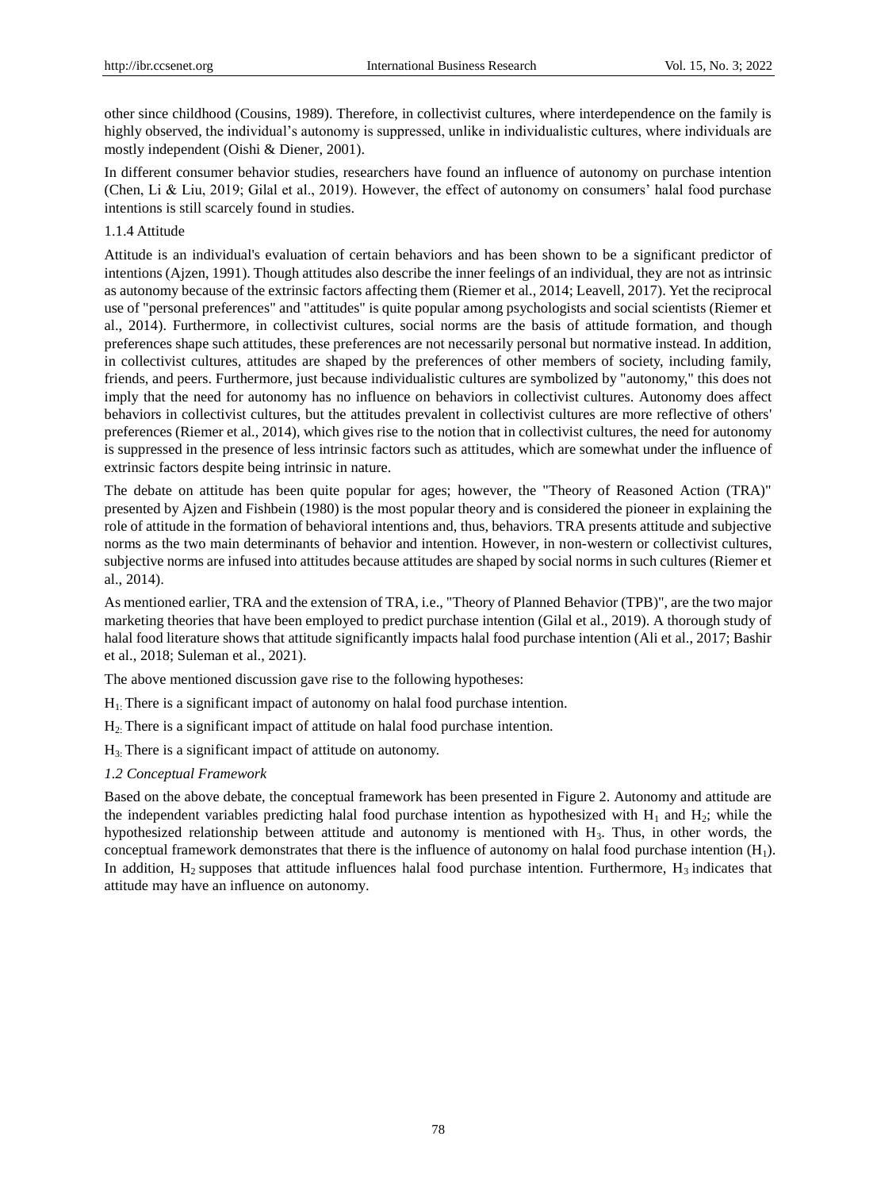other since childhood (Cousins, 1989). Therefore, in collectivist cultures, where interdependence on the family is highly observed, the individual's autonomy is suppressed, unlike in individualistic cultures, where individuals are mostly independent (Oishi & Diener, 2001).

In different consumer behavior studies, researchers have found an influence of autonomy on purchase intention (Chen, Li & Liu, 2019; Gilal et al., 2019). However, the effect of autonomy on consumers' halal food purchase intentions is still scarcely found in studies.

#### 1.1.4 Attitude

Attitude is an individual's evaluation of certain behaviors and has been shown to be a significant predictor of intentions (Ajzen, 1991). Though attitudes also describe the inner feelings of an individual, they are not as intrinsic as autonomy because of the extrinsic factors affecting them (Riemer et al., 2014; Leavell, 2017). Yet the reciprocal use of "personal preferences" and "attitudes" is quite popular among psychologists and social scientists (Riemer et al., 2014). Furthermore, in collectivist cultures, social norms are the basis of attitude formation, and though preferences shape such attitudes, these preferences are not necessarily personal but normative instead. In addition, in collectivist cultures, attitudes are shaped by the preferences of other members of society, including family, friends, and peers. Furthermore, just because individualistic cultures are symbolized by "autonomy," this does not imply that the need for autonomy has no influence on behaviors in collectivist cultures. Autonomy does affect behaviors in collectivist cultures, but the attitudes prevalent in collectivist cultures are more reflective of others' preferences (Riemer et al., 2014), which gives rise to the notion that in collectivist cultures, the need for autonomy is suppressed in the presence of less intrinsic factors such as attitudes, which are somewhat under the influence of extrinsic factors despite being intrinsic in nature.

The debate on attitude has been quite popular for ages; however, the "Theory of Reasoned Action (TRA)" presented by Ajzen and Fishbein (1980) is the most popular theory and is considered the pioneer in explaining the role of attitude in the formation of behavioral intentions and, thus, behaviors. TRA presents attitude and subjective norms as the two main determinants of behavior and intention. However, in non-western or collectivist cultures, subjective norms are infused into attitudes because attitudes are shaped by social norms in such cultures (Riemer et al., 2014).

As mentioned earlier, TRA and the extension of TRA, i.e., "Theory of Planned Behavior (TPB)", are the two major marketing theories that have been employed to predict purchase intention (Gilal et al., 2019). A thorough study of halal food literature shows that attitude significantly impacts halal food purchase intention (Ali et al., 2017; Bashir et al., 2018; Suleman et al., 2021).

The above mentioned discussion gave rise to the following hypotheses:

$H_1$: There is a significant impact of autonomy on halal food purchase intention.

$H_2$: There is a significant impact of attitude on halal food purchase intention.

$H_3$: There is a significant impact of attitude on autonomy.

### *1.2 Conceptual Framework*

Based on the above debate, the conceptual framework has been presented in Figure 2. Autonomy and attitude are the independent variables predicting halal food purchase intention as hypothesized with $H_1$ and $H_2$; while the hypothesized relationship between attitude and autonomy is mentioned with $H_3$. Thus, in other words, the conceptual framework demonstrates that there is the influence of autonomy on halal food purchase intention ($H_1$). In addition, $H_2$ supposes that attitude influences halal food purchase intention. Furthermore, $H_3$ indicates that attitude may have an influence on autonomy.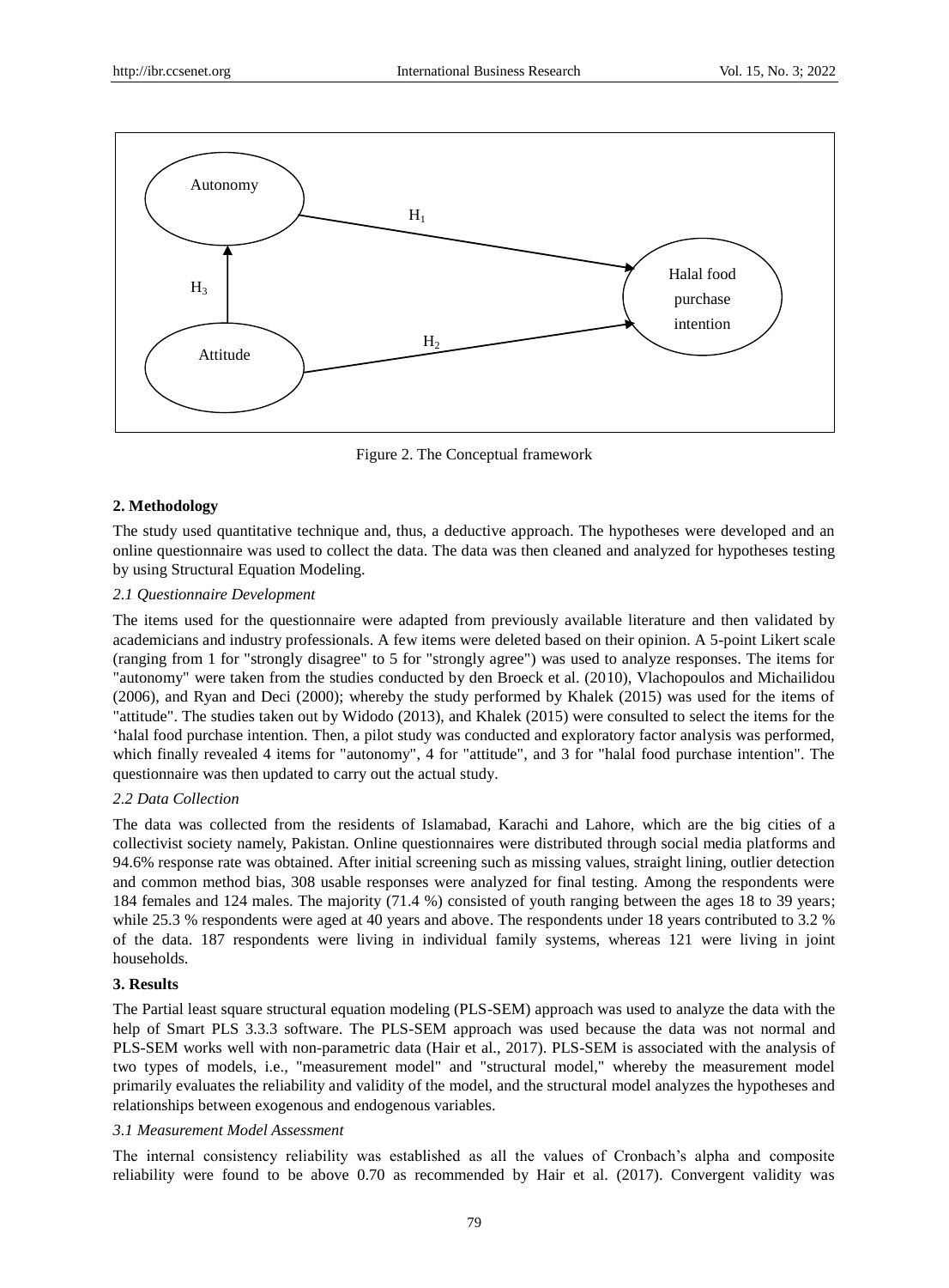Figure 2. The Conceptual framework

## 2. Methodology

The study used quantitative technique and, thus, a deductive approach. The hypotheses were developed and an online questionnaire was used to collect the data. The data was then cleaned and analyzed for hypotheses testing by using Structural Equation Modeling.

### *2.1 Questionnaire Development*

The items used for the questionnaire were adapted from previously available literature and then validated by academicians and industry professionals. A few items were deleted based on their opinion. A 5-point Likert scale (ranging from 1 for "strongly disagree" to 5 for "strongly agree") was used to analyze responses. The items for "autonomy" were taken from the studies conducted by den Broeck et al. (2010), Vlachopoulos and Michailidou (2006), and Ryan and Deci (2000); whereby the study performed by Khalek (2015) was used for the items of "attitude". The studies taken out by Widodo (2013), and Khalek (2015) were consulted to select the items for the 'halal food purchase intention. Then, a pilot study was conducted and exploratory factor analysis was performed, which finally revealed 4 items for "autonomy", 4 for "attitude", and 3 for "halal food purchase intention". The questionnaire was then updated to carry out the actual study.

### *2.2 Data Collection*

The data was collected from the residents of Islamabad, Karachi and Lahore, which are the big cities of a collectivist society namely, Pakistan. Online questionnaires were distributed through social media platforms and 94.6% response rate was obtained. After initial screening such as missing values, straight lining, outlier detection and common method bias, 308 usable responses were analyzed for final testing. Among the respondents were 184 females and 124 males. The majority (71.4 %) consisted of youth ranging between the ages 18 to 39 years; while 25.3 % respondents were aged at 40 years and above. The respondents under 18 years contributed to 3.2 % of the data. 187 respondents were living in individual family systems, whereas 121 were living in joint households.

## 3. Results

The Partial least square structural equation modeling (PLS-SEM) approach was used to analyze the data with the help of Smart PLS 3.3.3 software. The PLS-SEM approach was used because the data was not normal and PLS-SEM works well with non-parametric data (Hair et al., 2017). PLS-SEM is associated with the analysis of two types of models, i.e., "measurement model" and "structural model," whereby the measurement model primarily evaluates the reliability and validity of the model, and the structural model analyzes the hypotheses and relationships between exogenous and endogenous variables.

### *3.1 Measurement Model Assessment*

The internal consistency reliability was established as all the values of Cronbach's alpha and composite reliability were found to be above 0.70 as recommended by Hair et al. (2017). Convergent validity was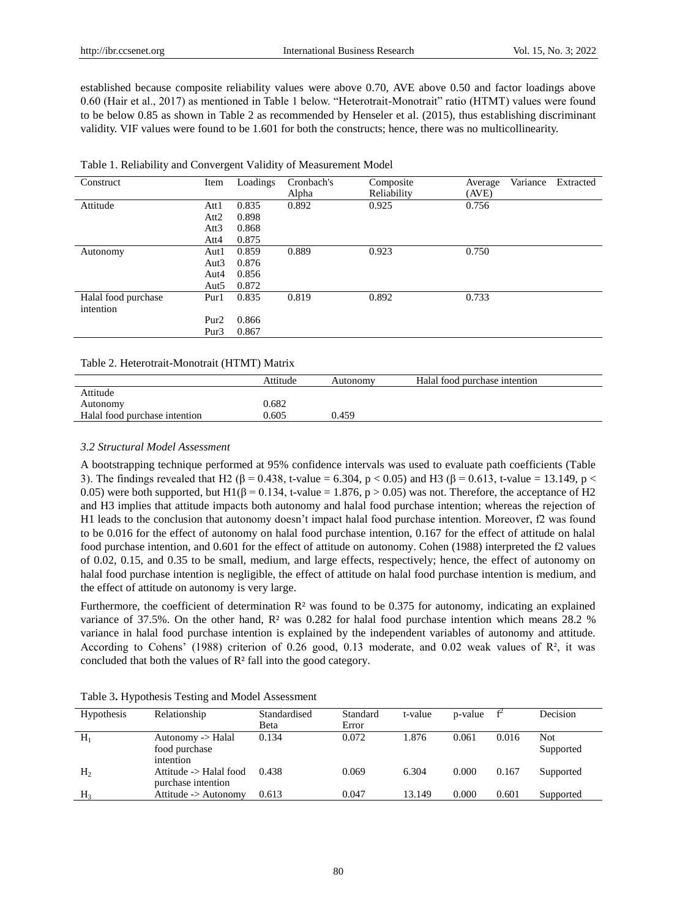established because composite reliability values were above 0.70, AVE above 0.50 and factor loadings above 0.60 (Hair et al., 2017) as mentioned in Table 1 below. "Heterotrait-Monotrait" ratio (HTMT) values were found to be below 0.85 as shown in Table 2 as recommended by Henseler et al. (2015), thus establishing discriminant validity. VIF values were found to be 1.601 for both the constructs; hence, there was no multicollinearity.

Table 1. Reliability and Convergent Validity of Measurement Model

| Construct | Item | Loadings | Cronbach's Alpha | Composite Reliability | Average Variance Extracted (AVE) |
|---|---|---|---|---|---|
| Attitude | Att1 | 0.835 | 0.892 | 0.925 | 0.756 |
| | Att2 | 0.898 | | | |
| | Att3 | 0.868 | | | |
| | Att4 | 0.875 | | | |
| Autonomy | Aut1 | 0.859 | 0.889 | 0.923 | 0.750 |
| | Aut3 | 0.876 | | | |
| | Aut4 | 0.856 | | | |
| | Aut5 | 0.872 | | | |
| Halal food purchase intention | Pur1 | 0.835 | 0.819 | 0.892 | 0.733 |
| | Pur2 | 0.866 | | | |
| | Pur3 | 0.867 | | | |

Table 2. Heterotrait-Monotrait (HTMT) Matrix

| | Attitude | Autonomy | Halal food purchase intention |
|---|---|---|---|
| Attitude | | | |
| Autonomy | 0.682 | | |
| Halal food purchase intention | 0.605 | 0.459 | |

### *3.2 Structural Model Assessment*

A bootstrapping technique performed at 95% confidence intervals was used to evaluate path coefficients (Table 3). The findings revealed that H2 ($\beta = 0.438$, t-value = 6.304, $p < 0.05$) and H3 ($\beta = 0.613$, t-value = 13.149, $p < 0.05$) were both supported, but H1($\beta = 0.134$, t-value = 1.876, $p > 0.05$) was not. Therefore, the acceptance of H2 and H3 implies that attitude impacts both autonomy and halal food purchase intention; whereas the rejection of H1 leads to the conclusion that autonomy doesn't impact halal food purchase intention. Moreover, f2 was found to be 0.016 for the effect of autonomy on halal food purchase intention, 0.167 for the effect of attitude on halal food purchase intention, and 0.601 for the effect of attitude on autonomy. Cohen (1988) interpreted the f2 values of 0.02, 0.15, and 0.35 to be small, medium, and large effects, respectively; hence, the effect of autonomy on halal food purchase intention is negligible, the effect of attitude on halal food purchase intention is medium, and the effect of attitude on autonomy is very large.

Furthermore, the coefficient of determination $R^2$ was found to be 0.375 for autonomy, indicating an explained variance of 37.5%. On the other hand, $R^2$ was 0.282 for halal food purchase intention which means 28.2 % variance in halal food purchase intention is explained by the independent variables of autonomy and attitude. According to Cohens' (1988) criterion of 0.26 good, 0.13 moderate, and 0.02 weak values of $R^2$, it was concluded that both the values of $R^2$ fall into the good category.

Table 3. Hypothesis Testing and Model Assessment

| Hypothesis | Relationship | Standardised Beta | Standard Error | t-value | p-value | $f^2$ | Decision |
|---|---|---|---|---|---|---|---|
| $H_1$ | Autonomy -> Halal food purchase intention | 0.134 | 0.072 | 1.876 | 0.061 | 0.016 | Not Supported |
| $H_2$ | Attitude -> Halal food purchase intention | 0.438 | 0.069 | 6.304 | 0.000 | 0.167 | Supported |
| $H_3$ | Attitude -> Autonomy | 0.613 | 0.047 | 13.149 | 0.000 | 0.601 | Supported |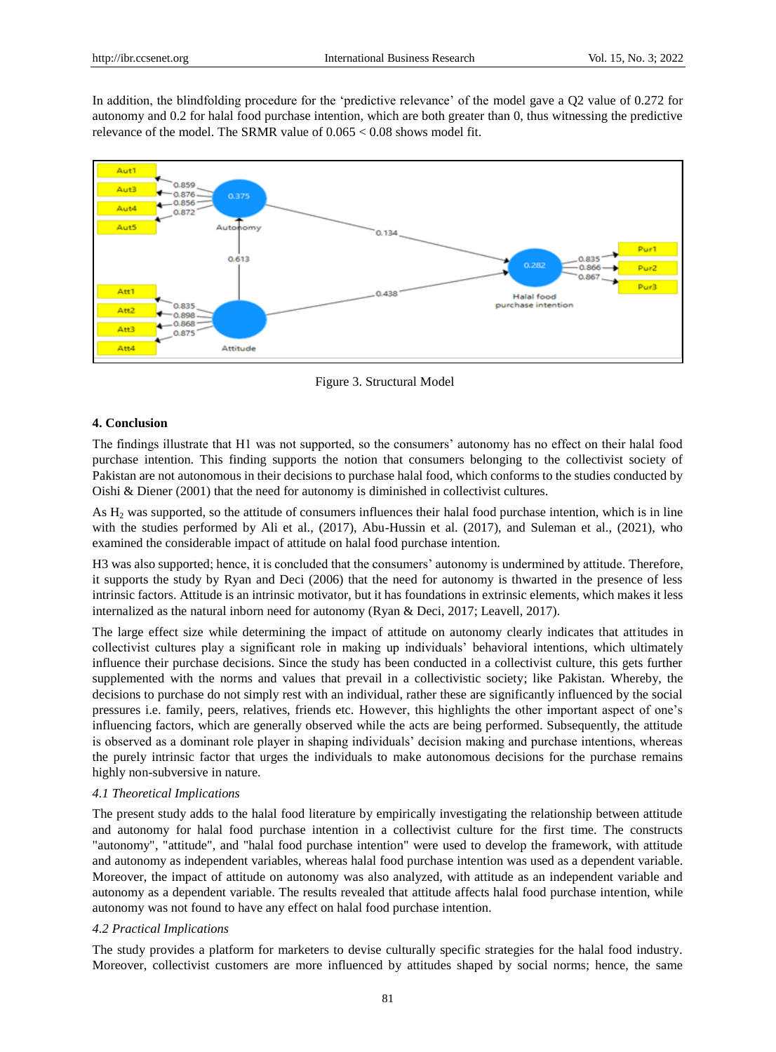In addition, the blindfolding procedure for the 'predictive relevance' of the model gave a Q2 value of 0.272 for autonomy and 0.2 for halal food purchase intention, which are both greater than 0, thus witnessing the predictive relevance of the model. The SRMR value of 0.065 < 0.08 shows model fit.

Figure 3. Structural Model

## 4. Conclusion

The findings illustrate that H1 was not supported, so the consumers' autonomy has no effect on their halal food purchase intention. This finding supports the notion that consumers belonging to the collectivist society of Pakistan are not autonomous in their decisions to purchase halal food, which conforms to the studies conducted by Oishi & Diener (2001) that the need for autonomy is diminished in collectivist cultures.

As $H_2$ was supported, so the attitude of consumers influences their halal food purchase intention, which is in line with the studies performed by Ali et al., (2017), Abu-Hussin et al. (2017), and Suleman et al., (2021), who examined the considerable impact of attitude on halal food purchase intention.

H3 was also supported; hence, it is concluded that the consumers' autonomy is undermined by attitude. Therefore, it supports the study by Ryan and Deci (2006) that the need for autonomy is thwarted in the presence of less intrinsic factors. Attitude is an intrinsic motivator, but it has foundations in extrinsic elements, which makes it less internalized as the natural inborn need for autonomy (Ryan & Deci, 2017; Leavell, 2017).

The large effect size while determining the impact of attitude on autonomy clearly indicates that attitudes in collectivist cultures play a significant role in making up individuals' behavioral intentions, which ultimately influence their purchase decisions. Since the study has been conducted in a collectivist culture, this gets further supplemented with the norms and values that prevail in a collectivistic society; like Pakistan. Whereby, the decisions to purchase do not simply rest with an individual, rather these are significantly influenced by the social pressures i.e. family, peers, relatives, friends etc. However, this highlights the other important aspect of one's influencing factors, which are generally observed while the acts are being performed. Subsequently, the attitude is observed as a dominant role player in shaping individuals' decision making and purchase intentions, whereas the purely intrinsic factor that urges the individuals to make autonomous decisions for the purchase remains highly non-subversive in nature.

### *4.1 Theoretical Implications*

The present study adds to the halal food literature by empirically investigating the relationship between attitude and autonomy for halal food purchase intention in a collectivist culture for the first time. The constructs "autonomy", "attitude", and "halal food purchase intention" were used to develop the framework, with attitude and autonomy as independent variables, whereas halal food purchase intention was used as a dependent variable. Moreover, the impact of attitude on autonomy was also analyzed, with attitude as an independent variable and autonomy as a dependent variable. The results revealed that attitude affects halal food purchase intention, while autonomy was not found to have any effect on halal food purchase intention.

### *4.2 Practical Implications*

The study provides a platform for marketers to devise culturally specific strategies for the halal food industry. Moreover, collectivist customers are more influenced by attitudes shaped by social norms; hence, the same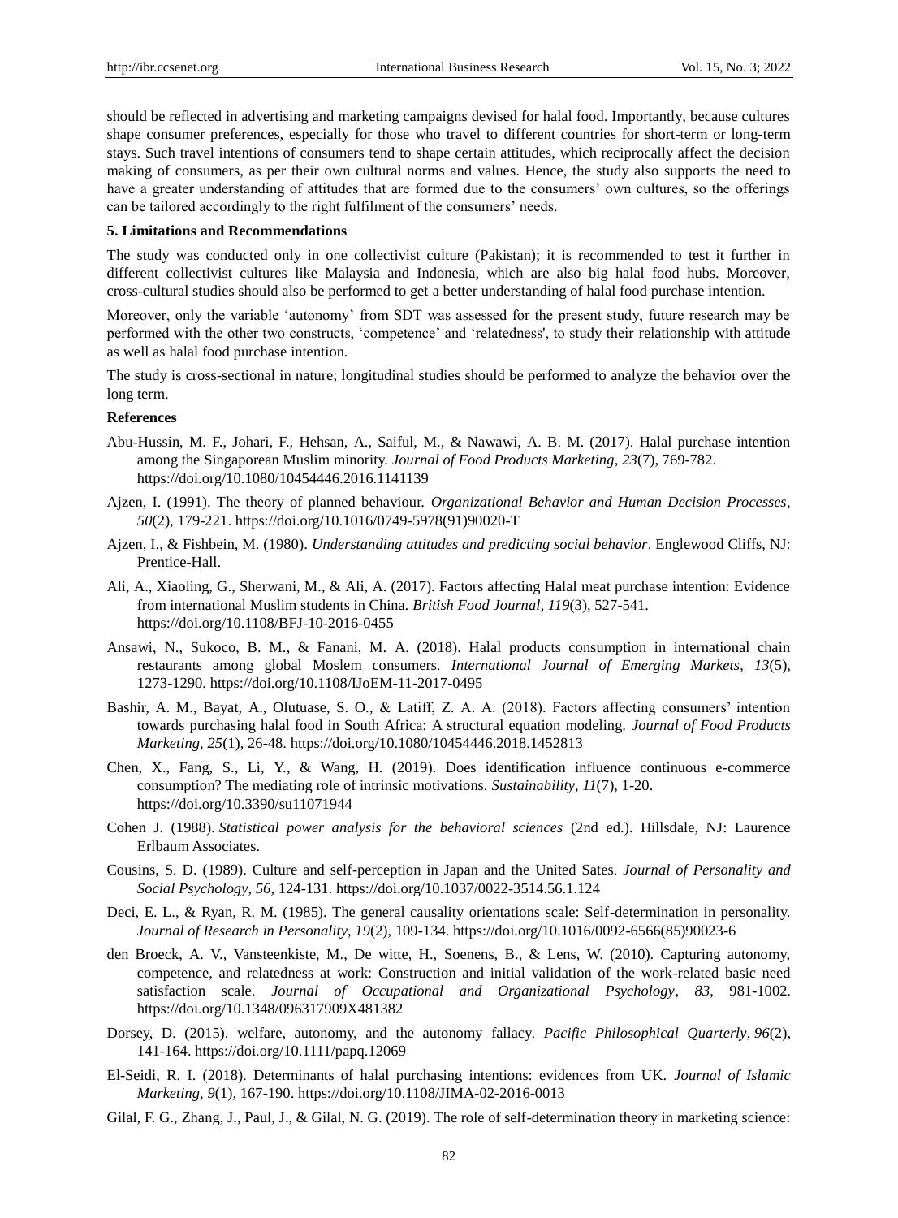should be reflected in advertising and marketing campaigns devised for halal food. Importantly, because cultures shape consumer preferences, especially for those who travel to different countries for short-term or long-term stays. Such travel intentions of consumers tend to shape certain attitudes, which reciprocally affect the decision making of consumers, as per their own cultural norms and values. Hence, the study also supports the need to have a greater understanding of attitudes that are formed due to the consumers' own cultures, so the offerings can be tailored accordingly to the right fulfilment of the consumers' needs.

## 5. Limitations and Recommendations

The study was conducted only in one collectivist culture (Pakistan); it is recommended to test it further in different collectivist cultures like Malaysia and Indonesia, which are also big halal food hubs. Moreover, cross-cultural studies should also be performed to get a better understanding of halal food purchase intention.

Moreover, only the variable 'autonomy' from SDT was assessed for the present study, future research may be performed with the other two constructs, 'competence' and 'relatedness', to study their relationship with attitude as well as halal food purchase intention.

The study is cross-sectional in nature; longitudinal studies should be performed to analyze the behavior over the long term.

## References

Abu-Hussin, M. F., Johari, F., Hehsan, A., Saiful, M., & Nawawi, A. B. M. (2017). Halal purchase intention among the Singaporean Muslim minority. *Journal of Food Products Marketing*, *23*(7), 769-782. https://doi.org/10.1080/10454446.2016.1141139

Ajzen, I. (1991). The theory of planned behaviour. *Organizational Behavior and Human Decision Processes*, *50*(2), 179-221. https://doi.org/10.1016/0749-5978(91)90020-T

Ajzen, I., & Fishbein, M. (1980). *Understanding attitudes and predicting social behavior*. Englewood Cliffs, NJ: Prentice-Hall.

Ali, A., Xiaoling, G., Sherwani, M., & Ali, A. (2017). Factors affecting Halal meat purchase intention: Evidence from international Muslim students in China. *British Food Journal*, *119*(3), 527-541. https://doi.org/10.1108/BFJ-10-2016-0455

Ansawi, N., Sukoco, B. M., & Fanani, M. A. (2018). Halal products consumption in international chain restaurants among global Moslem consumers. *International Journal of Emerging Markets*, *13*(5), 1273-1290. https://doi.org/10.1108/IJoEM-11-2017-0495

Bashir, A. M., Bayat, A., Olutuase, S. O., & Latiff, Z. A. A. (2018). Factors affecting consumers' intention towards purchasing halal food in South Africa: A structural equation modeling. *Journal of Food Products Marketing*, *25*(1), 26-48. https://doi.org/10.1080/10454446.2018.1452813

Chen, X., Fang, S., Li, Y., & Wang, H. (2019). Does identification influence continuous e-commerce consumption? The mediating role of intrinsic motivations. *Sustainability*, *11*(7), 1-20. https://doi.org/10.3390/su11071944

Cohen J. (1988). *Statistical power analysis for the behavioral sciences* (2nd ed.). Hillsdale, NJ: Laurence Erlbaum Associates.

Cousins, S. D. (1989). Culture and self-perception in Japan and the United Sates. *Journal of Personality and Social Psychology*, *56*, 124-131. https://doi.org/10.1037/0022-3514.56.1.124

Deci, E. L., & Ryan, R. M. (1985). The general causality orientations scale: Self-determination in personality. *Journal of Research in Personality*, *19*(2), 109-134. https://doi.org/10.1016/0092-6566(85)90023-6

den Broeck, A. V., Vansteenkiste, M., De witte, H., Soenens, B., & Lens, W. (2010). Capturing autonomy, competence, and relatedness at work: Construction and initial validation of the work-related basic need satisfaction scale. *Journal of Occupational and Organizational Psychology*, *83*, 981-1002. https://doi.org/10.1348/096317909X481382

Dorsey, D. (2015). welfare, autonomy, and the autonomy fallacy. *Pacific Philosophical Quarterly*, *96*(2), 141-164. https://doi.org/10.1111/papq.12069

El-Seidi, R. I. (2018). Determinants of halal purchasing intentions: evidences from UK. *Journal of Islamic Marketing*, *9*(1), 167-190. https://doi.org/10.1108/JIMA-02-2016-0013

Gilal, F. G., Zhang, J., Paul, J., & Gilal, N. G. (2019). The role of self-determination theory in marketing science: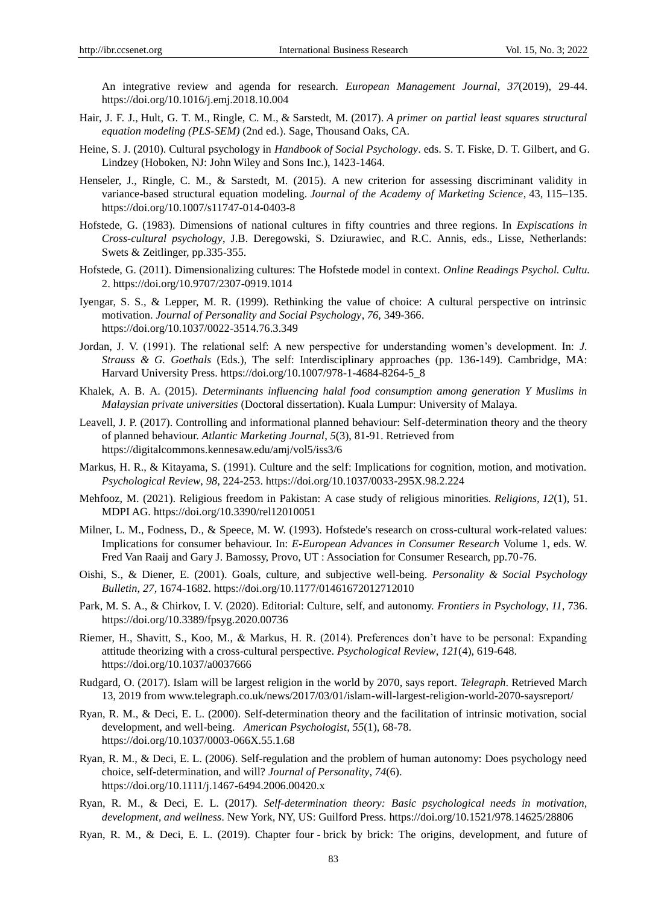An integrative review and agenda for research. *European Management Journal*, *37*(2019), 29-44. https://doi.org/10.1016/j.emj.2018.10.004

Hair, J. F. J., Hult, G. T. M., Ringle, C. M., & Sarstedt, M. (2017). *A primer on partial least squares structural equation modeling (PLS-SEM)* (2nd ed.). Sage, Thousand Oaks, CA.

Heine, S. J. (2010). Cultural psychology in *Handbook of Social Psychology*. eds. S. T. Fiske, D. T. Gilbert, and G. Lindzey (Hoboken, NJ: John Wiley and Sons Inc.), 1423-1464.

Henseler, J., Ringle, C. M., & Sarstedt, M. (2015). A new criterion for assessing discriminant validity in variance-based structural equation modeling. *Journal of the Academy of Marketing Science*, 43, 115–135. https://doi.org/10.1007/s11747-014-0403-8

Hofstede, G. (1983). Dimensions of national cultures in fifty countries and three regions. In *Expiscations in Cross-cultural psychology*, J.B. Deregowski, S. Dziurawiec, and R.C. Annis, eds., Lisse, Netherlands: Swets & Zeitlinger, pp.335-355.

Hofstede, G. (2011). Dimensionalizing cultures: The Hofstede model in context. *Online Readings Psychol. Cultu.* 2. https://doi.org/10.9707/2307-0919.1014

Iyengar, S. S., & Lepper, M. R. (1999). Rethinking the value of choice: A cultural perspective on intrinsic motivation. *Journal of Personality and Social Psychology*, *76*, 349-366. https://doi.org/10.1037/0022-3514.76.3.349

Jordan, J. V. (1991). The relational self: A new perspective for understanding women's development. In: *J. Strauss & G. Goethals* (Eds.), The self: Interdisciplinary approaches (pp. 136-149). Cambridge, MA: Harvard University Press. https://doi.org/10.1007/978-1-4684-8264-5_8

Khalek, A. B. A. (2015). *Determinants influencing halal food consumption among generation Y Muslims in Malaysian private universities* (Doctoral dissertation). Kuala Lumpur: University of Malaya.

Leavell, J. P. (2017). Controlling and informational planned behaviour: Self-determination theory and the theory of planned behaviour. *Atlantic Marketing Journal*, *5*(3), 81-91. Retrieved from https://digitalcommons.kennesaw.edu/amj/vol5/iss3/6

Markus, H. R., & Kitayama, S. (1991). Culture and the self: Implications for cognition, motion, and motivation. *Psychological Review*, *98*, 224-253. https://doi.org/10.1037/0033-295X.98.2.224

Mehfooz, M. (2021). Religious freedom in Pakistan: A case study of religious minorities. *Religions, 12*(1), 51. MDPI AG. https://doi.org/10.3390/rel12010051

Milner, L. M., Fodness, D., & Speece, M. W. (1993). Hofstede's research on cross-cultural work-related values: Implications for consumer behaviour. In: *E-European Advances in Consumer Research* Volume 1, eds. W. Fred Van Raaij and Gary J. Bamossy, Provo, UT : Association for Consumer Research, pp.70-76.

Oishi, S., & Diener, E. (2001). Goals, culture, and subjective well-being. *Personality & Social Psychology Bulletin*, *27*, 1674-1682. https://doi.org/10.1177/01461672012712010

Park, M. S. A., & Chirkov, I. V. (2020). Editorial: Culture, self, and autonomy. *Frontiers in Psychology*, *11*, 736. https://doi.org/10.3389/fpsyg.2020.00736

Riemer, H., Shavitt, S., Koo, M., & Markus, H. R. (2014). Preferences don't have to be personal: Expanding attitude theorizing with a cross-cultural perspective. *Psychological Review*, *121*(4), 619-648. https://doi.org/10.1037/a0037666

Rudgard, O. (2017). Islam will be largest religion in the world by 2070, says report. *Telegraph*. Retrieved March 13, 2019 from www.telegraph.co.uk/news/2017/03/01/islam-will-largest-religion-world-2070-saysreport/

Ryan, R. M., & Deci, E. L. (2000). Self-determination theory and the facilitation of intrinsic motivation, social development, and well-being. *American Psychologist*, *55*(1), 68-78. https://doi.org/10.1037/0003-066X.55.1.68

Ryan, R. M., & Deci, E. L. (2006). Self-regulation and the problem of human autonomy: Does psychology need choice, self-determination, and will? *Journal of Personality*, *74*(6). https://doi.org/10.1111/j.1467-6494.2006.00420.x

Ryan, R. M., & Deci, E. L. (2017). *Self-determination theory: Basic psychological needs in motivation, development, and wellness*. New York, NY, US: Guilford Press. https://doi.org/10.1521/978.14625/28806

Ryan, R. M., & Deci, E. L. (2019). Chapter four - brick by brick: The origins, development, and future of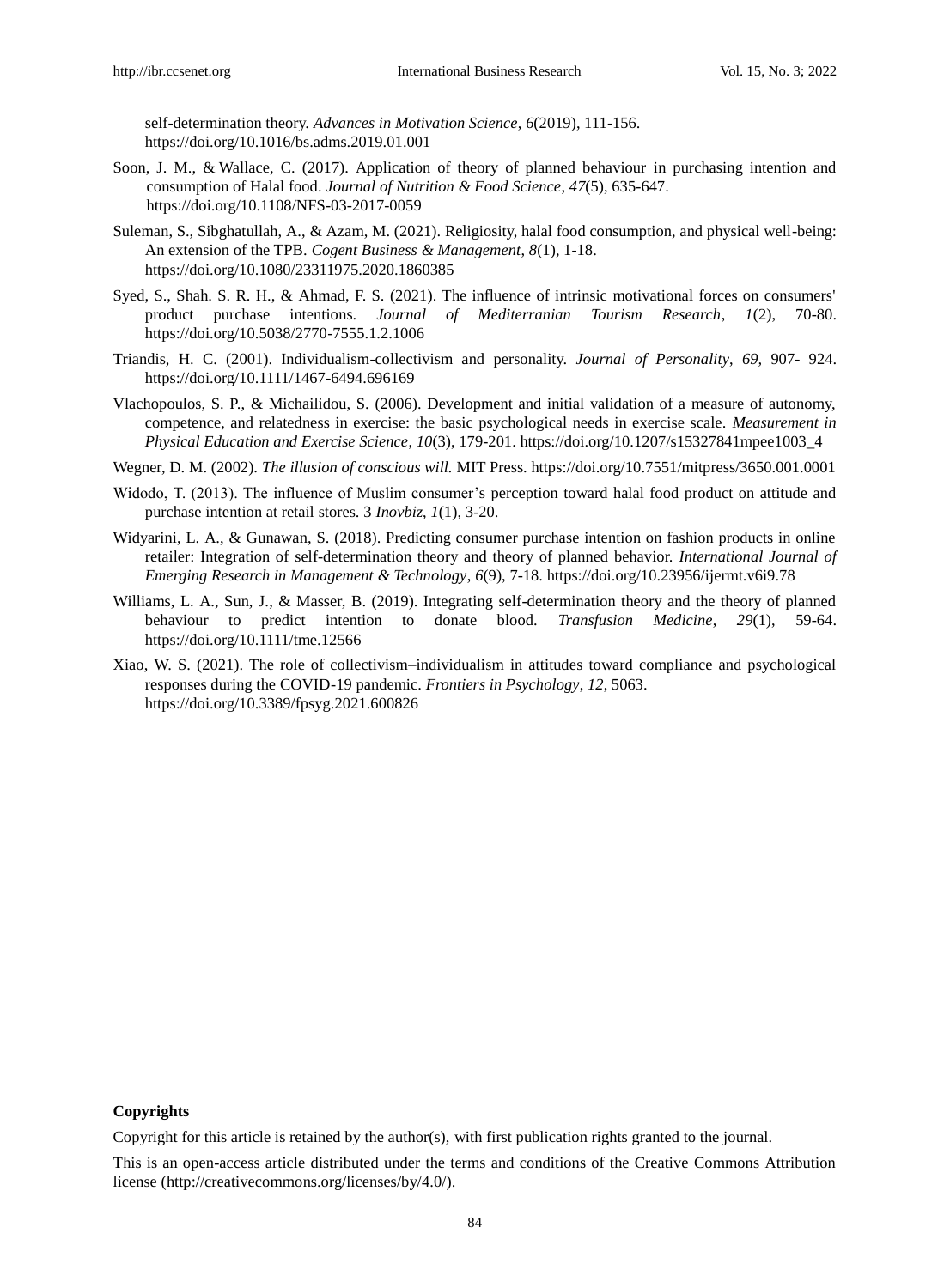self-determination theory. *Advances in Motivation Science*, *6*(2019), 111-156. https://doi.org/10.1016/bs.adms.2019.01.001

Soon, J. M., & Wallace, C. (2017). Application of theory of planned behaviour in purchasing intention and consumption of Halal food. *Journal of Nutrition & Food Science*, *47*(5), 635-647. https://doi.org/10.1108/NFS-03-2017-0059

Suleman, S., Sibghatullah, A., & Azam, M. (2021). Religiosity, halal food consumption, and physical well-being: An extension of the TPB. *Cogent Business & Management*, *8*(1), 1-18. https://doi.org/10.1080/23311975.2020.1860385

Syed, S., Shah. S. R. H., & Ahmad, F. S. (2021). The influence of intrinsic motivational forces on consumers' product purchase intentions. *Journal of Mediterranian Tourism Research*, *1*(2), 70-80. https://doi.org/10.5038/2770-7555.1.2.1006

Triandis, H. C. (2001). Individualism-collectivism and personality. *Journal of Personality*, *69,* 907- 924. https://doi.org/10.1111/1467-6494.696169

Vlachopoulos, S. P., & Michailidou, S. (2006). Development and initial validation of a measure of autonomy, competence, and relatedness in exercise: the basic psychological needs in exercise scale. *Measurement in Physical Education and Exercise Science*, *10*(3), 179-201. https://doi.org/10.1207/s15327841mpee1003_4

Wegner, D. M. (2002). *The illusion of conscious will.* MIT Press. https://doi.org/10.7551/mitpress/3650.001.0001

Widodo, T. (2013). The influence of Muslim consumer's perception toward halal food product on attitude and purchase intention at retail stores. 3 *Inovbiz*, *1*(1), 3-20.

Widyarini, L. A., & Gunawan, S. (2018). Predicting consumer purchase intention on fashion products in online retailer: Integration of self-determination theory and theory of planned behavior. *International Journal of Emerging Research in Management & Technology*, *6*(9), 7-18. https://doi.org/10.23956/ijermt.v6i9.78

Williams, L. A., Sun, J., & Masser, B. (2019). Integrating self-determination theory and the theory of planned behaviour to predict intention to donate blood. *Transfusion Medicine*, *29*(1), 59-64. https://doi.org/10.1111/tme.12566

Xiao, W. S. (2021). The role of collectivism–individualism in attitudes toward compliance and psychological responses during the COVID-19 pandemic. *Frontiers in Psychology*, *12*, 5063. https://doi.org/10.3389/fpsyg.2021.600826

**Copyrights**

Copyright for this article is retained by the author(s), with first publication rights granted to the journal.

This is an open-access article distributed under the terms and conditions of the Creative Commons Attribution license (http://creativecommons.org/licenses/by/4.0/).